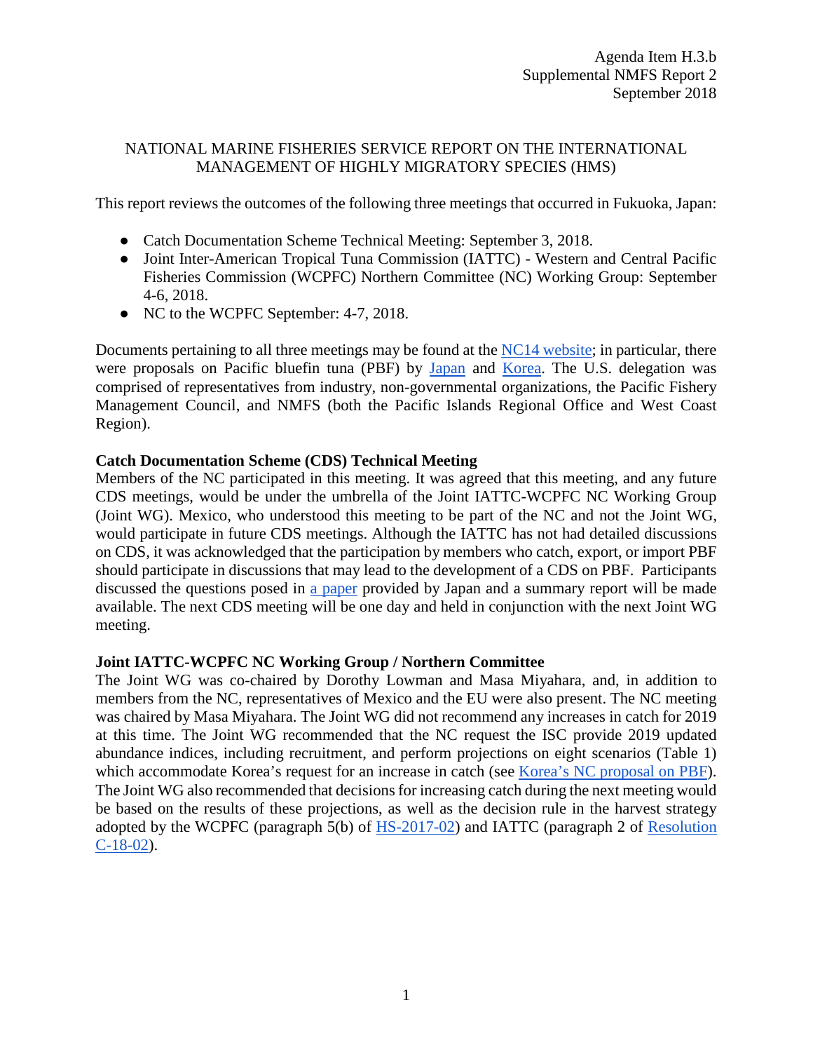Agenda Item H.3.b
Supplemental NMFS Report 2
September 2018

NATIONAL MARINE FISHERIES SERVICE REPORT ON THE INTERNATIONAL MANAGEMENT OF HIGHLY MIGRATORY SPECIES (HMS)

This report reviews the outcomes of the following three meetings that occurred in Fukuoka, Japan:

- Catch Documentation Scheme Technical Meeting: September 3, 2018.
- Joint Inter-American Tropical Tuna Commission (IATTC) - Western and Central Pacific Fisheries Commission (WCPFC) Northern Committee (NC) Working Group: September 4-6, 2018.
- NC to the WCPFC September: 4-7, 2018.

Documents pertaining to all three meetings may be found at the NC14 website; in particular, there were proposals on Pacific bluefin tuna (PBF) by Japan and Korea. The U.S. delegation was comprised of representatives from industry, non-governmental organizations, the Pacific Fishery Management Council, and NMFS (both the Pacific Islands Regional Office and West Coast Region).

**Catch Documentation Scheme (CDS) Technical Meeting**

Members of the NC participated in this meeting. It was agreed that this meeting, and any future CDS meetings, would be under the umbrella of the Joint IATTC-WCPFC NC Working Group (Joint WG). Mexico, who understood this meeting to be part of the NC and not the Joint WG, would participate in future CDS meetings. Although the IATTC has not had detailed discussions on CDS, it was acknowledged that the participation by members who catch, export, or import PBF should participate in discussions that may lead to the development of a CDS on PBF. Participants discussed the questions posed in a paper provided by Japan and a summary report will be made available. The next CDS meeting will be one day and held in conjunction with the next Joint WG meeting.

**Joint IATTC-WCPFC NC Working Group / Northern Committee**

The Joint WG was co-chaired by Dorothy Lowman and Masa Miyahara, and, in addition to members from the NC, representatives of Mexico and the EU were also present. The NC meeting was chaired by Masa Miyahara. The Joint WG did not recommend any increases in catch for 2019 at this time. The Joint WG recommended that the NC request the ISC provide 2019 updated abundance indices, including recruitment, and perform projections on eight scenarios (Table 1) which accommodate Korea's request for an increase in catch (see Korea's NC proposal on PBF). The Joint WG also recommended that decisions for increasing catch during the next meeting would be based on the results of these projections, as well as the decision rule in the harvest strategy adopted by the WCPFC (paragraph 5(b) of HS-2017-02) and IATTC (paragraph 2 of Resolution C-18-02).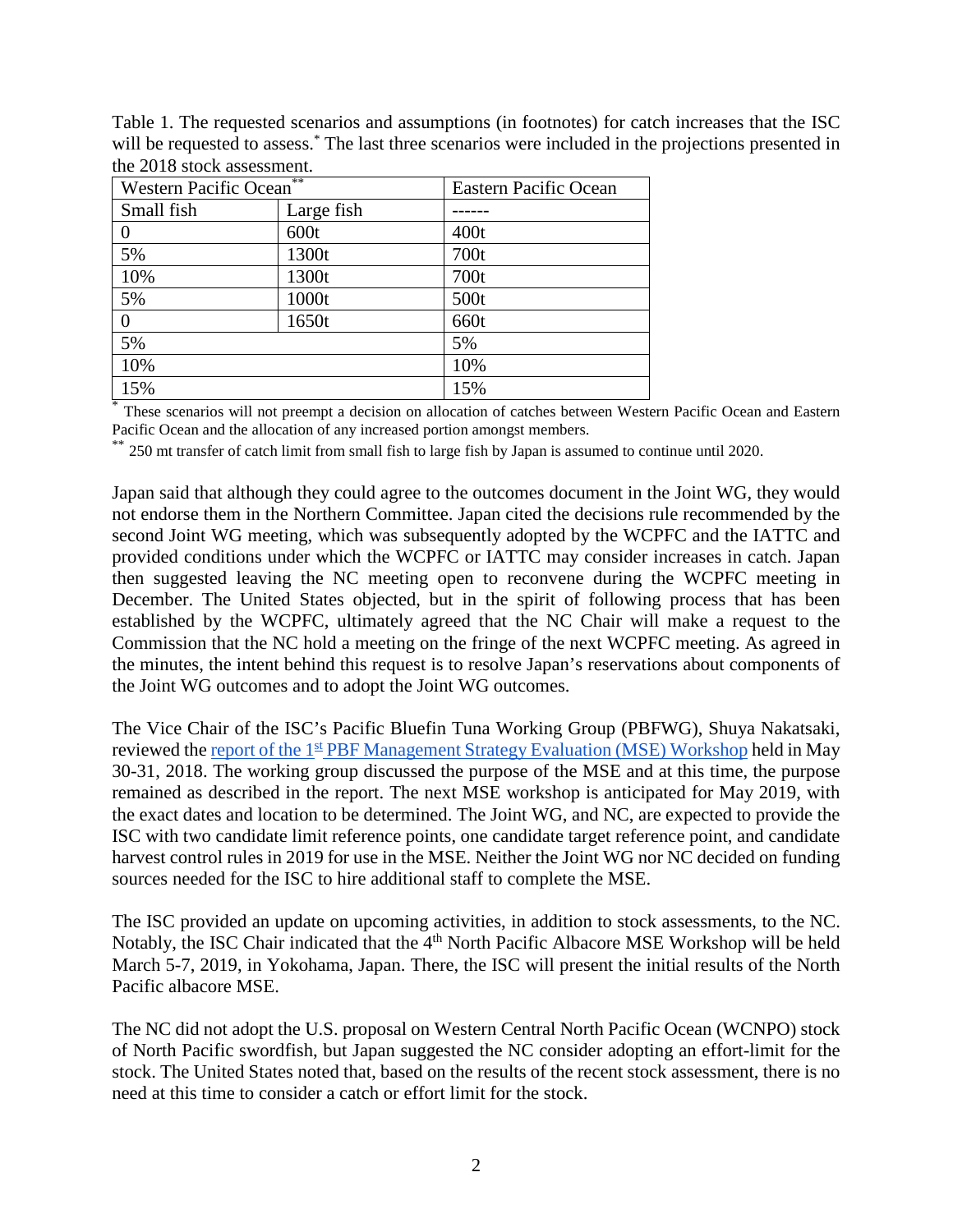Table 1. The requested scenarios and assumptions (in footnotes) for catch increases that the ISC will be requested to assess.* The last three scenarios were included in the projections presented in the 2018 stock assessment.

| Western Pacific Ocean** | | Eastern Pacific Ocean |
|---|---|---|
| Small fish | Large fish | ------ |
| 0 | 600t | 400t |
| 5% | 1300t | 700t |
| 10% | 1300t | 700t |
| 5% | 1000t | 500t |
| 0 | 1650t | 660t |
| 5% | | 5% |
| 10% | | 10% |
| 15% | | 15% |

\* These scenarios will not preempt a decision on allocation of catches between Western Pacific Ocean and Eastern Pacific Ocean and the allocation of any increased portion amongst members.

\** 250 mt transfer of catch limit from small fish to large fish by Japan is assumed to continue until 2020.

Japan said that although they could agree to the outcomes document in the Joint WG, they would not endorse them in the Northern Committee. Japan cited the decisions rule recommended by the second Joint WG meeting, which was subsequently adopted by the WCPFC and the IATTC and provided conditions under which the WCPFC or IATTC may consider increases in catch. Japan then suggested leaving the NC meeting open to reconvene during the WCPFC meeting in December. The United States objected, but in the spirit of following process that has been established by the WCPFC, ultimately agreed that the NC Chair will make a request to the Commission that the NC hold a meeting on the fringe of the next WCPFC meeting. As agreed in the minutes, the intent behind this request is to resolve Japan's reservations about components of the Joint WG outcomes and to adopt the Joint WG outcomes.

The Vice Chair of the ISC's Pacific Bluefin Tuna Working Group (PBFWG), Shuya Nakatsaki, reviewed the report of the 1st PBF Management Strategy Evaluation (MSE) Workshop held in May 30-31, 2018. The working group discussed the purpose of the MSE and at this time, the purpose remained as described in the report. The next MSE workshop is anticipated for May 2019, with the exact dates and location to be determined. The Joint WG, and NC, are expected to provide the ISC with two candidate limit reference points, one candidate target reference point, and candidate harvest control rules in 2019 for use in the MSE. Neither the Joint WG nor NC decided on funding sources needed for the ISC to hire additional staff to complete the MSE.

The ISC provided an update on upcoming activities, in addition to stock assessments, to the NC. Notably, the ISC Chair indicated that the 4th North Pacific Albacore MSE Workshop will be held March 5-7, 2019, in Yokohama, Japan. There, the ISC will present the initial results of the North Pacific albacore MSE.

The NC did not adopt the U.S. proposal on Western Central North Pacific Ocean (WCNPO) stock of North Pacific swordfish, but Japan suggested the NC consider adopting an effort-limit for the stock. The United States noted that, based on the results of the recent stock assessment, there is no need at this time to consider a catch or effort limit for the stock.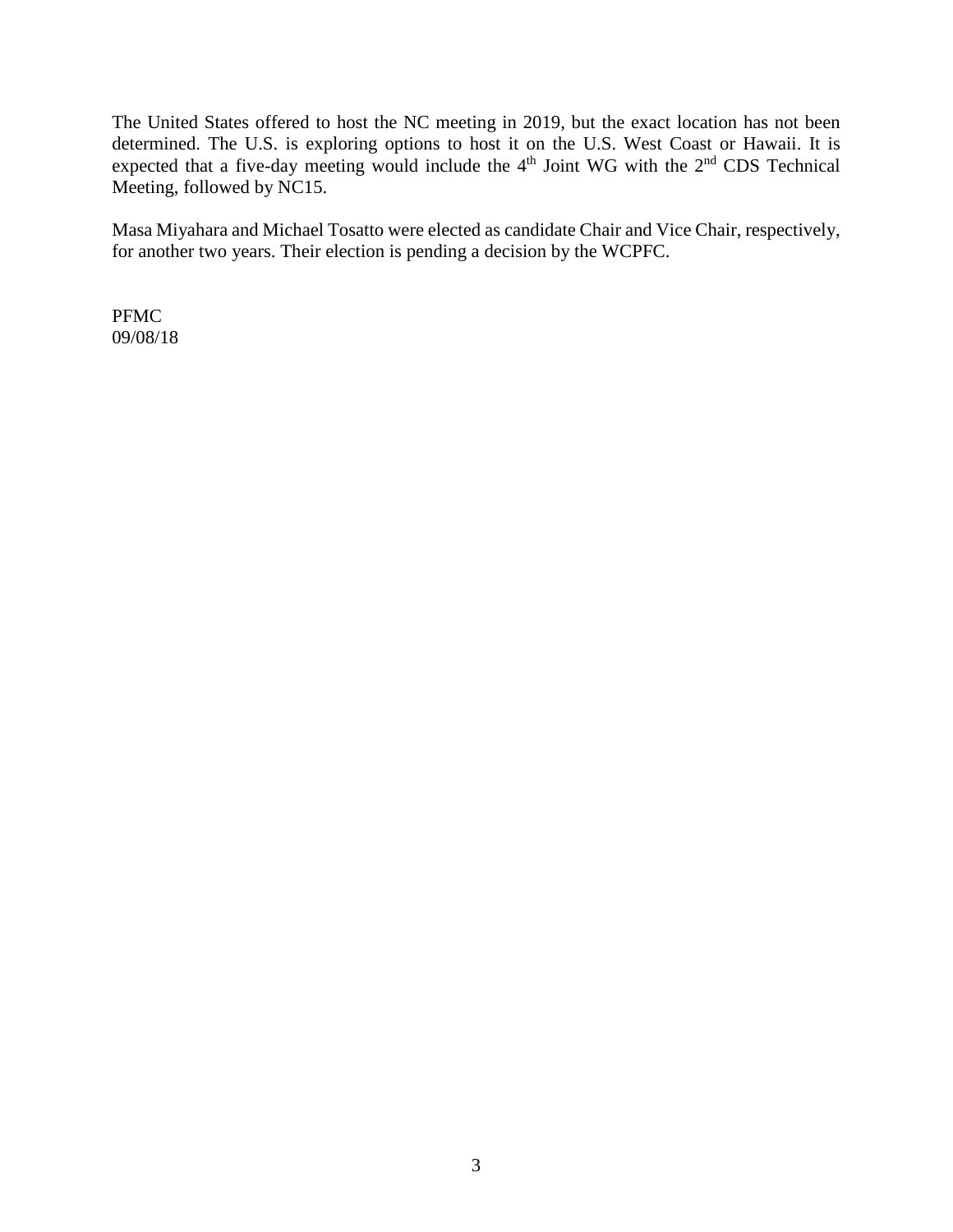The United States offered to host the NC meeting in 2019, but the exact location has not been determined. The U.S. is exploring options to host it on the U.S. West Coast or Hawaii. It is expected that a five-day meeting would include the 4th Joint WG with the 2nd CDS Technical Meeting, followed by NC15.

Masa Miyahara and Michael Tosatto were elected as candidate Chair and Vice Chair, respectively, for another two years. Their election is pending a decision by the WCPFC.

PFMC
09/08/18